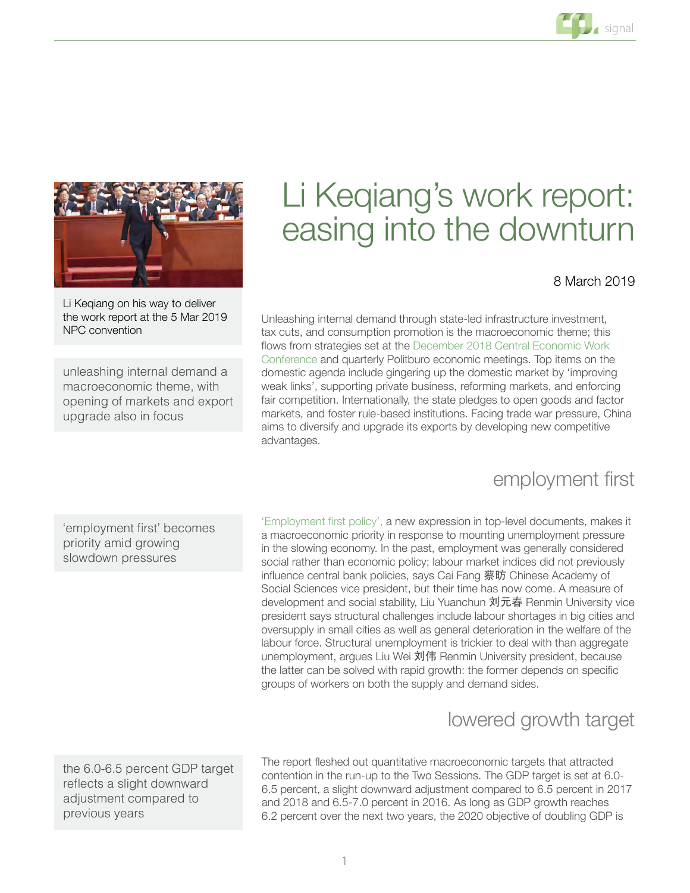# Li Keqiang's work report: easing into the downturn

8 March 2019

Li Keqiang on his way to deliver the work report at the 5 Mar 2019 NPC convention

unleashing internal demand a macroeconomic theme, with opening of markets and export upgrade also in focus

Unleashing internal demand through state-led infrastructure investment, tax cuts, and consumption promotion is the macroeconomic theme; this flows from strategies set at the December 2018 Central Economic Work Conference and quarterly Politburo economic meetings. Top items on the domestic agenda include gingering up the domestic market by 'improving weak links', supporting private business, reforming markets, and enforcing fair competition. Internationally, the state pledges to open goods and factor markets, and foster rule-based institutions. Facing trade war pressure, China aims to diversify and upgrade its exports by developing new competitive advantages.

## employment first

'employment first' becomes priority amid growing slowdown pressures

'Employment first policy', a new expression in top-level documents, makes it a macroeconomic priority in response to mounting unemployment pressure in the slowing economy. In the past, employment was generally considered social rather than economic policy; labour market indices did not previously influence central bank policies, says Cai Fang 蔡昉 Chinese Academy of Social Sciences vice president, but their time has now come. A measure of development and social stability, Liu Yuanchun 刘元春 Renmin University vice president says structural challenges include labour shortages in big cities and oversupply in small cities as well as general deterioration in the welfare of the labour force. Structural unemployment is trickier to deal with than aggregate unemployment, argues Liu Wei 刘伟 Renmin University president, because the latter can be solved with rapid growth: the former depends on specific groups of workers on both the supply and demand sides.

## lowered growth target

the 6.0-6.5 percent GDP target reflects a slight downward adjustment compared to previous years

The report fleshed out quantitative macroeconomic targets that attracted contention in the run-up to the Two Sessions. The GDP target is set at 6.0-6.5 percent, a slight downward adjustment compared to 6.5 percent in 2017 and 2018 and 6.5-7.0 percent in 2016. As long as GDP growth reaches 6.2 percent over the next two years, the 2020 objective of doubling GDP is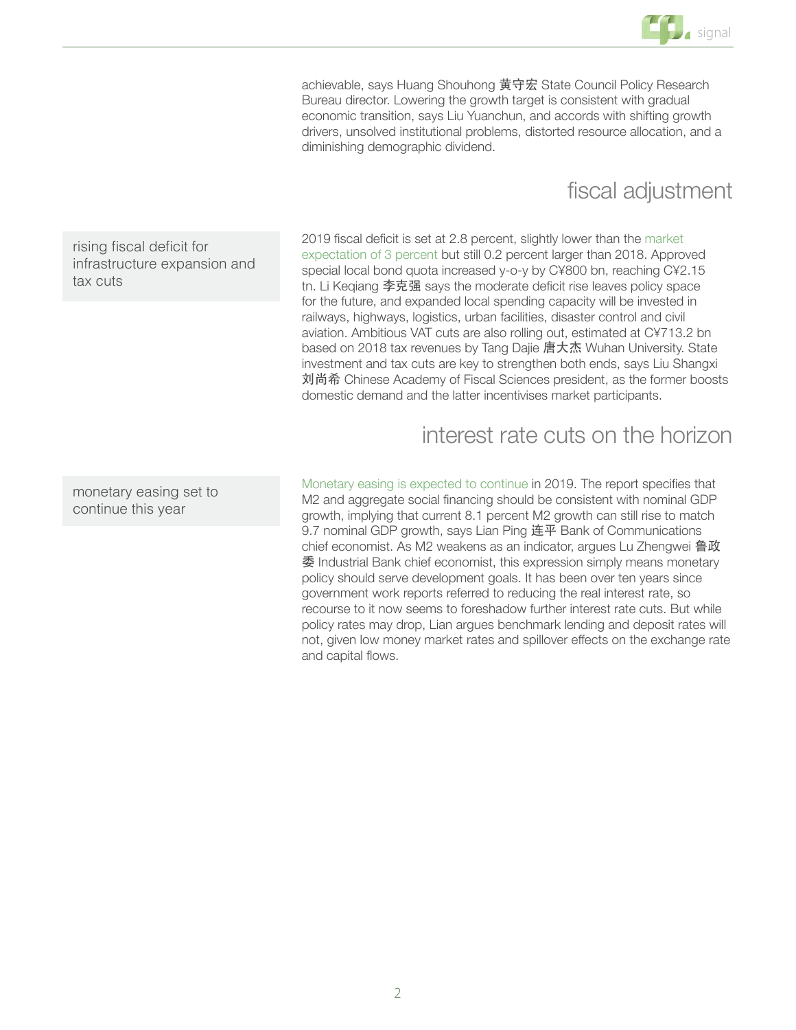achievable, says Huang Shouhong 黄守宏 State Council Policy Research Bureau director. Lowering the growth target is consistent with gradual economic transition, says Liu Yuanchun, and accords with shifting growth drivers, unsolved institutional problems, distorted resource allocation, and a diminishing demographic dividend.

## fiscal adjustment

rising fiscal deficit for infrastructure expansion and tax cuts

2019 fiscal deficit is set at 2.8 percent, slightly lower than the market expectation of 3 percent but still 0.2 percent larger than 2018. Approved special local bond quota increased y-o-y by C¥800 bn, reaching C¥2.15 tn. Li Keqiang 李克强 says the moderate deficit rise leaves policy space for the future, and expanded local spending capacity will be invested in railways, highways, logistics, urban facilities, disaster control and civil aviation. Ambitious VAT cuts are also rolling out, estimated at C¥713.2 bn based on 2018 tax revenues by Tang Dajie 唐大杰 Wuhan University. State investment and tax cuts are key to strengthen both ends, says Liu Shangxi 刘尚希 Chinese Academy of Fiscal Sciences president, as the former boosts domestic demand and the latter incentivises market participants.

## interest rate cuts on the horizon

monetary easing set to continue this year

Monetary easing is expected to continue in 2019. The report specifies that M2 and aggregate social financing should be consistent with nominal GDP growth, implying that current 8.1 percent M2 growth can still rise to match 9.7 nominal GDP growth, says Lian Ping 连平 Bank of Communications chief economist. As M2 weakens as an indicator, argues Lu Zhengwei 鲁政委 Industrial Bank chief economist, this expression simply means monetary policy should serve development goals. It has been over ten years since government work reports referred to reducing the real interest rate, so recourse to it now seems to foreshadow further interest rate cuts. But while policy rates may drop, Lian argues benchmark lending and deposit rates will not, given low money market rates and spillover effects on the exchange rate and capital flows.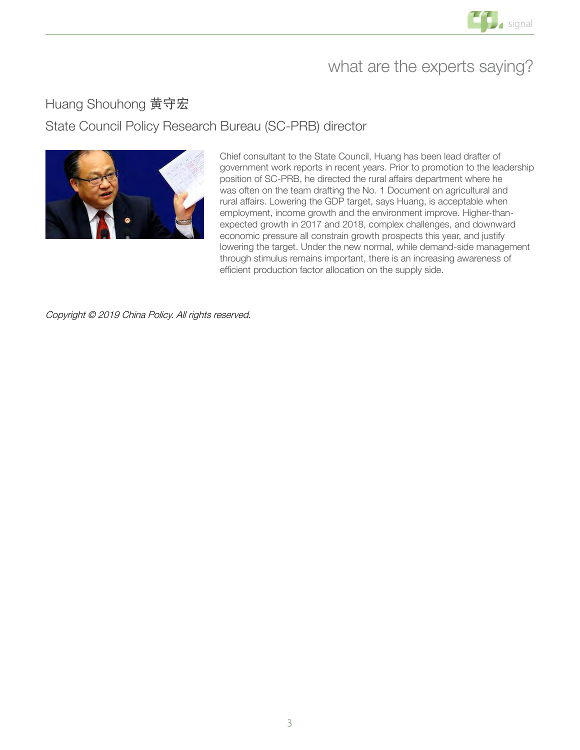## what are the experts saying?

### Huang Shouhong 黄守宏

State Council Policy Research Bureau (SC-PRB) director

Chief consultant to the State Council, Huang has been lead drafter of government work reports in recent years. Prior to promotion to the leadership position of SC-PRB, he directed the rural affairs department where he was often on the team drafting the No. 1 Document on agricultural and rural affairs. Lowering the GDP target, says Huang, is acceptable when employment, income growth and the environment improve. Higher-than-expected growth in 2017 and 2018, complex challenges, and downward economic pressure all constrain growth prospects this year, and justify lowering the target. Under the new normal, while demand-side management through stimulus remains important, there is an increasing awareness of efficient production factor allocation on the supply side.

*Copyright © 2019 China Policy. All rights reserved.*